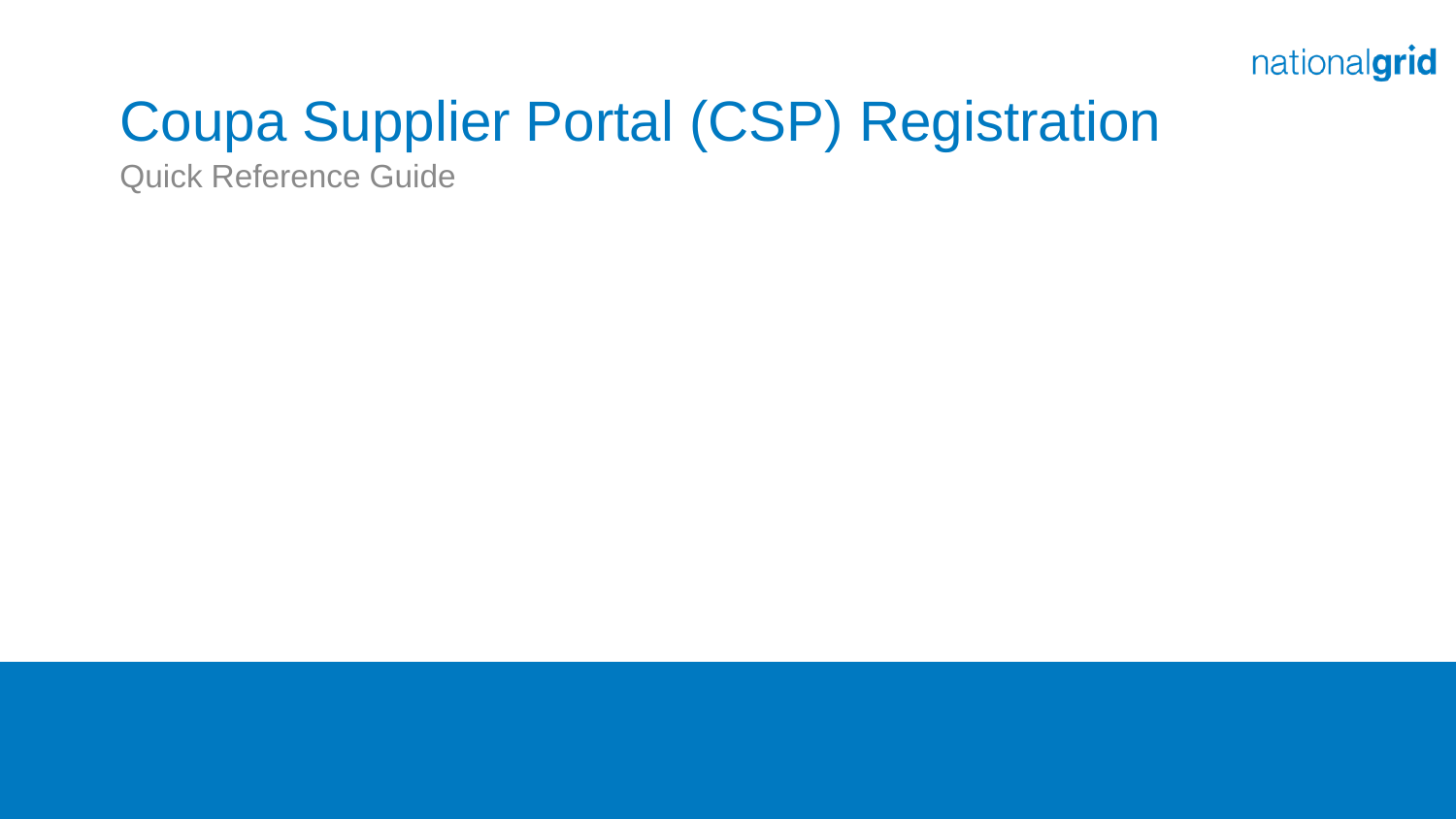nationalgrid

# Coupa Supplier Portal (CSP) Registration

Quick Reference Guide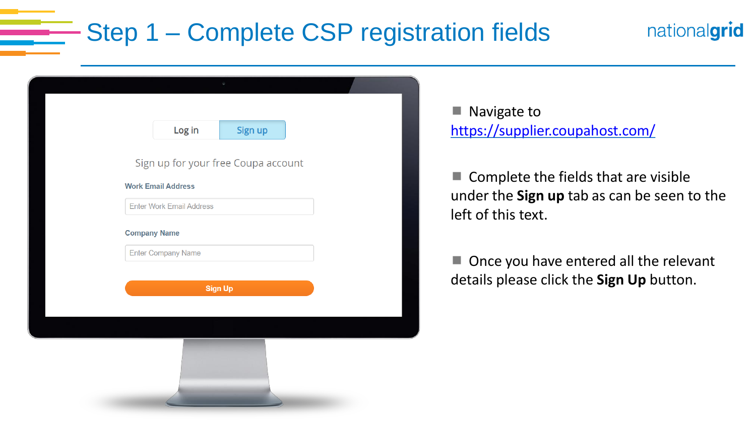# Step 1 – Complete CSP registration fields

Log in | Sign up

Sign up for your free Coupa account

Work Email Address

Enter Work Email Address

Company Name

Enter Company Name

Sign Up

- Navigate to https://supplier.coupahost.com/
- Complete the fields that are visible under the **Sign up** tab as can be seen to the left of this text.
- Once you have entered all the relevant details please click the **Sign Up** button.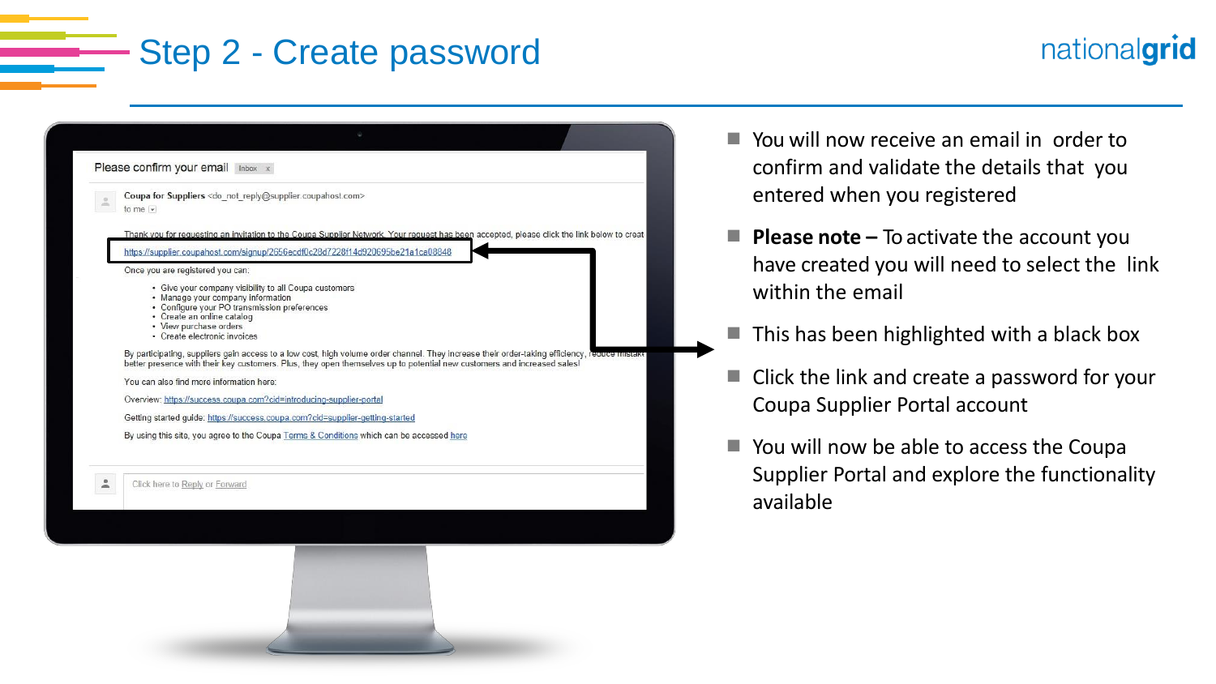# Step 2 - Create password

- You will now receive an email in order to confirm and validate the details that you entered when you registered
- **Please note –** To activate the account you have created you will need to select the link within the email
- This has been highlighted with a black box
- Click the link and create a password for your Coupa Supplier Portal account
- You will now be able to access the Coupa Supplier Portal and explore the functionality available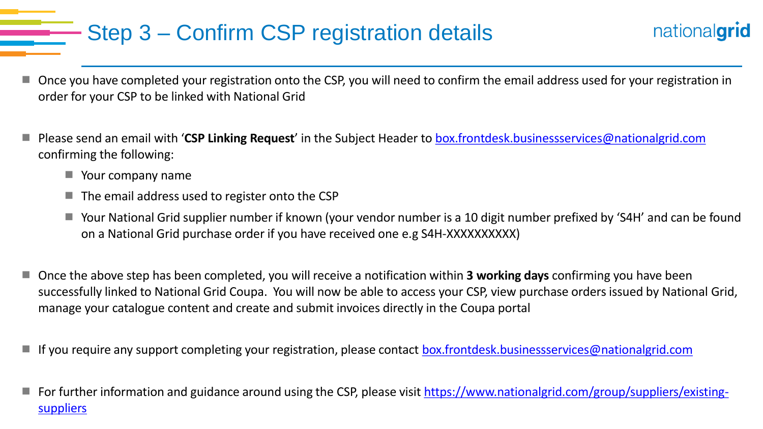# Step 3 – Confirm CSP registration details

- Once you have completed your registration onto the CSP, you will need to confirm the email address used for your registration in order for your CSP to be linked with National Grid

- Please send an email with '**CSP Linking Request**' in the Subject Header to box.frontdesk.businessservices@nationalgrid.com confirming the following:
  - Your company name
  - The email address used to register onto the CSP
  - Your National Grid supplier number if known (your vendor number is a 10 digit number prefixed by 'S4H' and can be found on a National Grid purchase order if you have received one e.g S4H-XXXXXXXXXX)

- Once the above step has been completed, you will receive a notification within **3 working days** confirming you have been successfully linked to National Grid Coupa. You will now be able to access your CSP, view purchase orders issued by National Grid, manage your catalogue content and create and submit invoices directly in the Coupa portal

- If you require any support completing your registration, please contact box.frontdesk.businessservices@nationalgrid.com

- For further information and guidance around using the CSP, please visit https://www.nationalgrid.com/group/suppliers/existing-suppliers